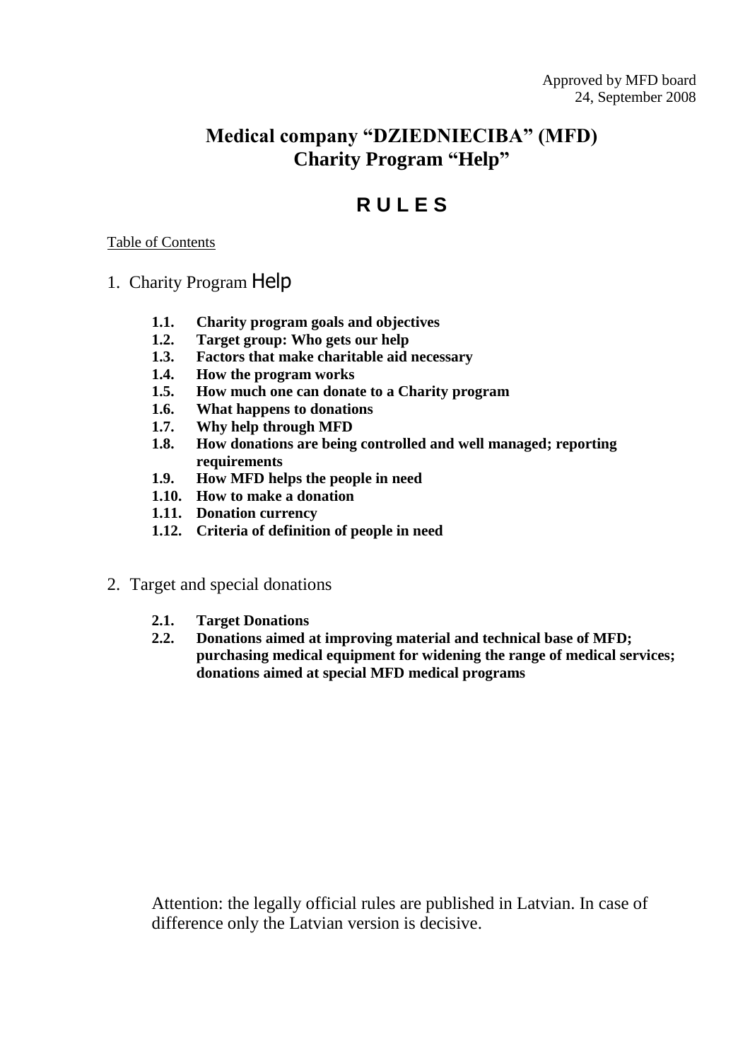Approved by MFD board
24, September 2008

# Medical company "DZIEDNIECIBA" (MFD)
# Charity Program "Help"

## R U L E S

Table of Contents

1. Charity Program Help

   - **1.1. Charity program goals and objectives**
   - **1.2. Target group: Who gets our help**
   - **1.3. Factors that make charitable aid necessary**
   - **1.4. How the program works**
   - **1.5. How much one can donate to a Charity program**
   - **1.6. What happens to donations**
   - **1.7. Why help through MFD**
   - **1.8. How donations are being controlled and well managed; reporting requirements**
   - **1.9. How MFD helps the people in need**
   - **1.10. How to make a donation**
   - **1.11. Donation currency**
   - **1.12. Criteria of definition of people in need**

2. Target and special donations

   - **2.1. Target Donations**
   - **2.2. Donations aimed at improving material and technical base of MFD; purchasing medical equipment for widening the range of medical services; donations aimed at special MFD medical programs**

Attention: the legally official rules are published in Latvian. In case of difference only the Latvian version is decisive.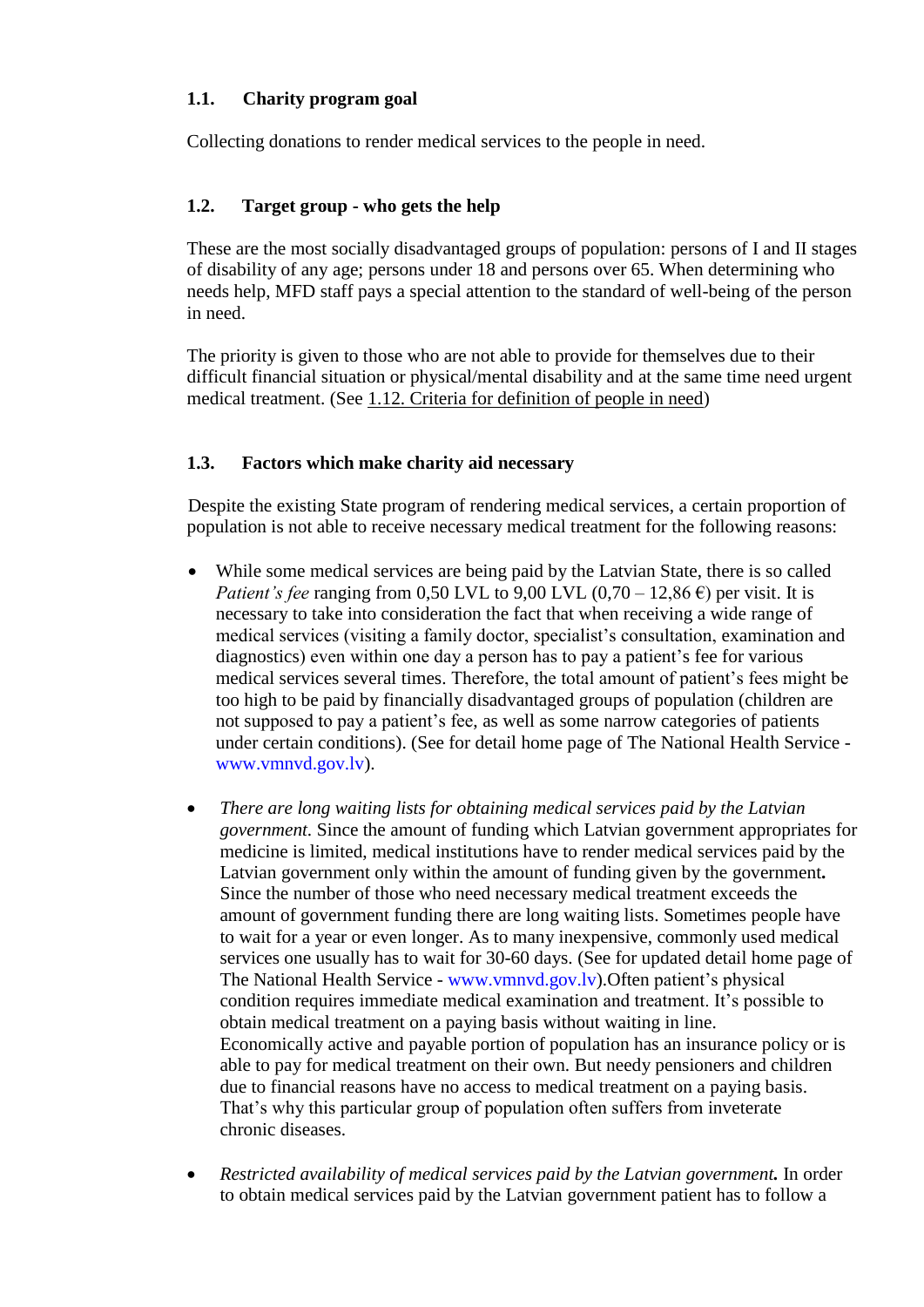### 1.1. Charity program goal

Collecting donations to render medical services to the people in need.

### 1.2. Target group - who gets the help

These are the most socially disadvantaged groups of population: persons of I and II stages of disability of any age; persons under 18 and persons over 65. When determining who needs help, MFD staff pays a special attention to the standard of well-being of the person in need.

The priority is given to those who are not able to provide for themselves due to their difficult financial situation or physical/mental disability and at the same time need urgent medical treatment. (See 1.12. Criteria for definition of people in need)

### 1.3. Factors which make charity aid necessary

Despite the existing State program of rendering medical services, a certain proportion of population is not able to receive necessary medical treatment for the following reasons:

- While some medical services are being paid by the Latvian State, there is so called *Patient's fee* ranging from 0,50 LVL to 9,00 LVL (0,70 – 12,86 €) per visit. It is necessary to take into consideration the fact that when receiving a wide range of medical services (visiting a family doctor, specialist's consultation, examination and diagnostics) even within one day a person has to pay a patient's fee for various medical services several times. Therefore, the total amount of patient's fees might be too high to be paid by financially disadvantaged groups of population (children are not supposed to pay a patient's fee, as well as some narrow categories of patients under certain conditions). (See for detail home page of The National Health Service - www.vmnvd.gov.lv).

- *There are long waiting lists for obtaining medical services paid by the Latvian government.* Since the amount of funding which Latvian government appropriates for medicine is limited, medical institutions have to render medical services paid by the Latvian government only within the amount of funding given by the government**.** Since the number of those who need necessary medical treatment exceeds the amount of government funding there are long waiting lists. Sometimes people have to wait for a year or even longer. As to many inexpensive, commonly used medical services one usually has to wait for 30-60 days. (See for updated detail home page of The National Health Service - www.vmnvd.gov.lv).Often patient's physical condition requires immediate medical examination and treatment. It's possible to obtain medical treatment on a paying basis without waiting in line.
  Economically active and payable portion of population has an insurance policy or is able to pay for medical treatment on their own. But needy pensioners and children due to financial reasons have no access to medical treatment on a paying basis. That's why this particular group of population often suffers from inveterate chronic diseases.

- ***Restricted availability of medical services paid by the Latvian government.*** In order to obtain medical services paid by the Latvian government patient has to follow a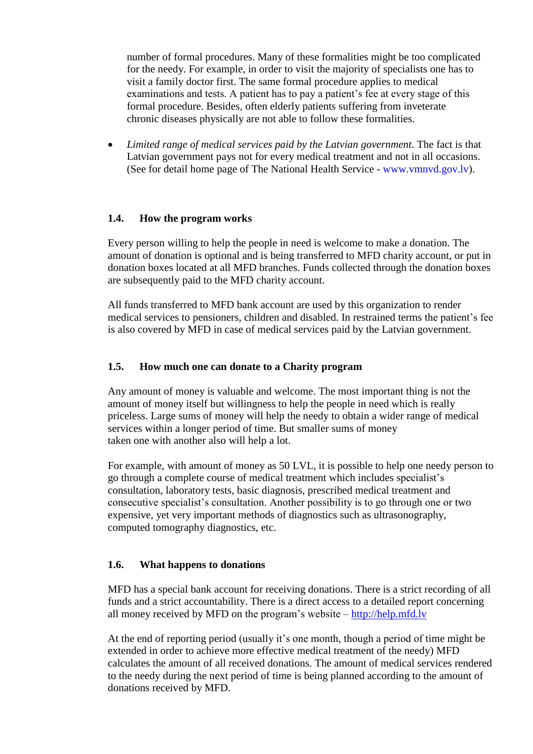number of formal procedures. Many of these formalities might be too complicated for the needy. For example, in order to visit the majority of specialists one has to visit a family doctor first. The same formal procedure applies to medical examinations and tests. A patient has to pay a patient's fee at every stage of this formal procedure. Besides, often elderly patients suffering from inveterate chronic diseases physically are not able to follow these formalities.

- *Limited range of medical services paid by the Latvian government*. The fact is that Latvian government pays not for every medical treatment and not in all occasions. (See for detail home page of The National Health Service - www.vmnvd.gov.lv).

### 1.4. How the program works

Every person willing to help the people in need is welcome to make a donation. The amount of donation is optional and is being transferred to MFD charity account, or put in donation boxes located at all MFD branches. Funds collected through the donation boxes are subsequently paid to the MFD charity account.

All funds transferred to MFD bank account are used by this organization to render medical services to pensioners, children and disabled. In restrained terms the patient's fee is also covered by MFD in case of medical services paid by the Latvian government.

### 1.5. How much one can donate to a Charity program

Any amount of money is valuable and welcome. The most important thing is not the amount of money itself but willingness to help the people in need which is really priceless. Large sums of money will help the needy to obtain a wider range of medical services within a longer period of time. But smaller sums of money taken one with another also will help a lot.

For example, with amount of money as 50 LVL, it is possible to help one needy person to go through a complete course of medical treatment which includes specialist's consultation, laboratory tests, basic diagnosis, prescribed medical treatment and consecutive specialist's consultation. Another possibility is to go through one or two expensive, yet very important methods of diagnostics such as ultrasonography, computed tomography diagnostics, etc.

### 1.6. What happens to donations

MFD has a special bank account for receiving donations. There is a strict recording of all funds and a strict accountability. There is a direct access to a detailed report concerning all money received by MFD on the program's website – http://help.mfd.lv

At the end of reporting period (usually it's one month, though a period of time might be extended in order to achieve more effective medical treatment of the needy) MFD calculates the amount of all received donations. The amount of medical services rendered to the needy during the next period of time is being planned according to the amount of donations received by MFD.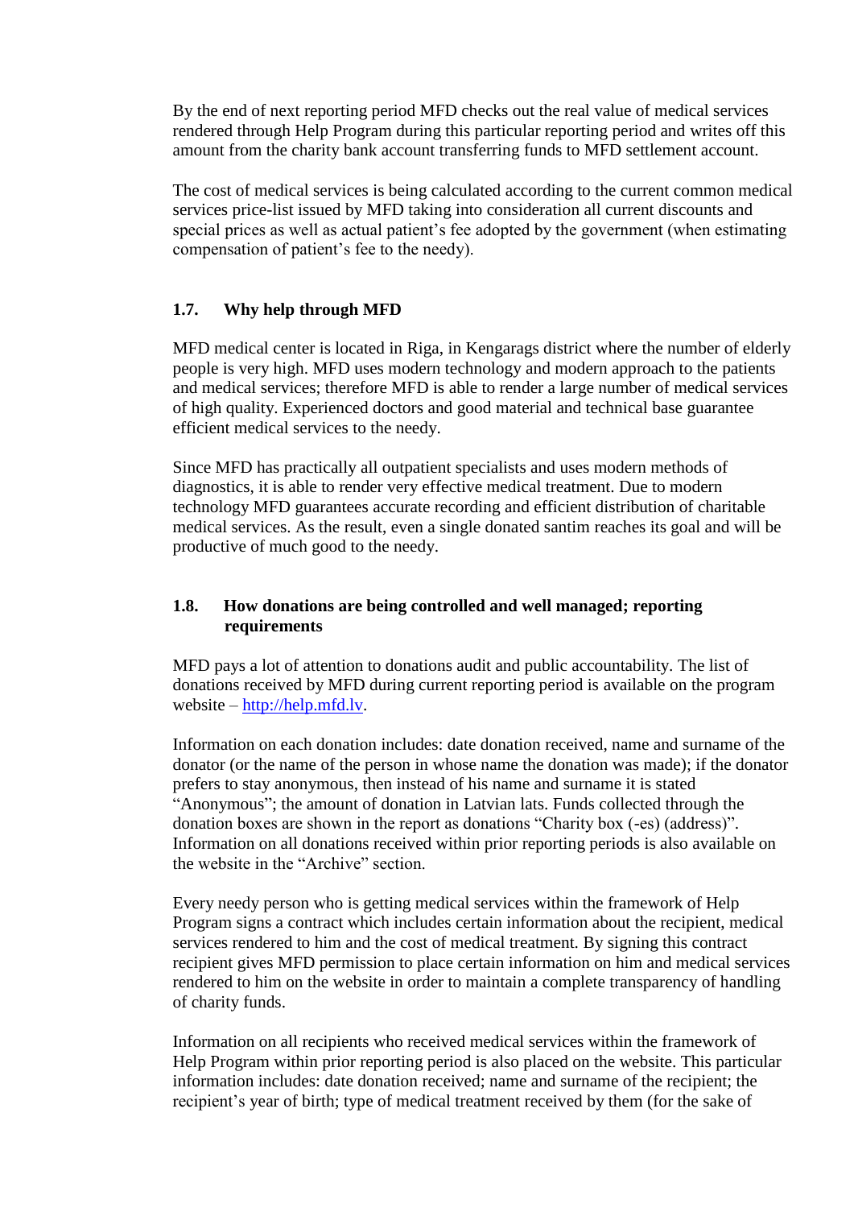By the end of next reporting period MFD checks out the real value of medical services rendered through Help Program during this particular reporting period and writes off this amount from the charity bank account transferring funds to MFD settlement account.

The cost of medical services is being calculated according to the current common medical services price-list issued by MFD taking into consideration all current discounts and special prices as well as actual patient's fee adopted by the government (when estimating compensation of patient's fee to the needy).

### 1.7. Why help through MFD

MFD medical center is located in Riga, in Kengarags district where the number of elderly people is very high. MFD uses modern technology and modern approach to the patients and medical services; therefore MFD is able to render a large number of medical services of high quality. Experienced doctors and good material and technical base guarantee efficient medical services to the needy.

Since MFD has practically all outpatient specialists and uses modern methods of diagnostics, it is able to render very effective medical treatment. Due to modern technology MFD guarantees accurate recording and efficient distribution of charitable medical services. As the result, even a single donated santim reaches its goal and will be productive of much good to the needy.

### 1.8. How donations are being controlled and well managed; reporting requirements

MFD pays a lot of attention to donations audit and public accountability. The list of donations received by MFD during current reporting period is available on the program website – [http://help.mfd.lv](http://help.mfd.lv).

Information on each donation includes: date donation received, name and surname of the donator (or the name of the person in whose name the donation was made); if the donator prefers to stay anonymous, then instead of his name and surname it is stated "Anonymous"; the amount of donation in Latvian lats. Funds collected through the donation boxes are shown in the report as donations "Charity box (-es) (address)". Information on all donations received within prior reporting periods is also available on the website in the "Archive" section.

Every needy person who is getting medical services within the framework of Help Program signs a contract which includes certain information about the recipient, medical services rendered to him and the cost of medical treatment. By signing this contract recipient gives MFD permission to place certain information on him and medical services rendered to him on the website in order to maintain a complete transparency of handling of charity funds.

Information on all recipients who received medical services within the framework of Help Program within prior reporting period is also placed on the website. This particular information includes: date donation received; name and surname of the recipient; the recipient's year of birth; type of medical treatment received by them (for the sake of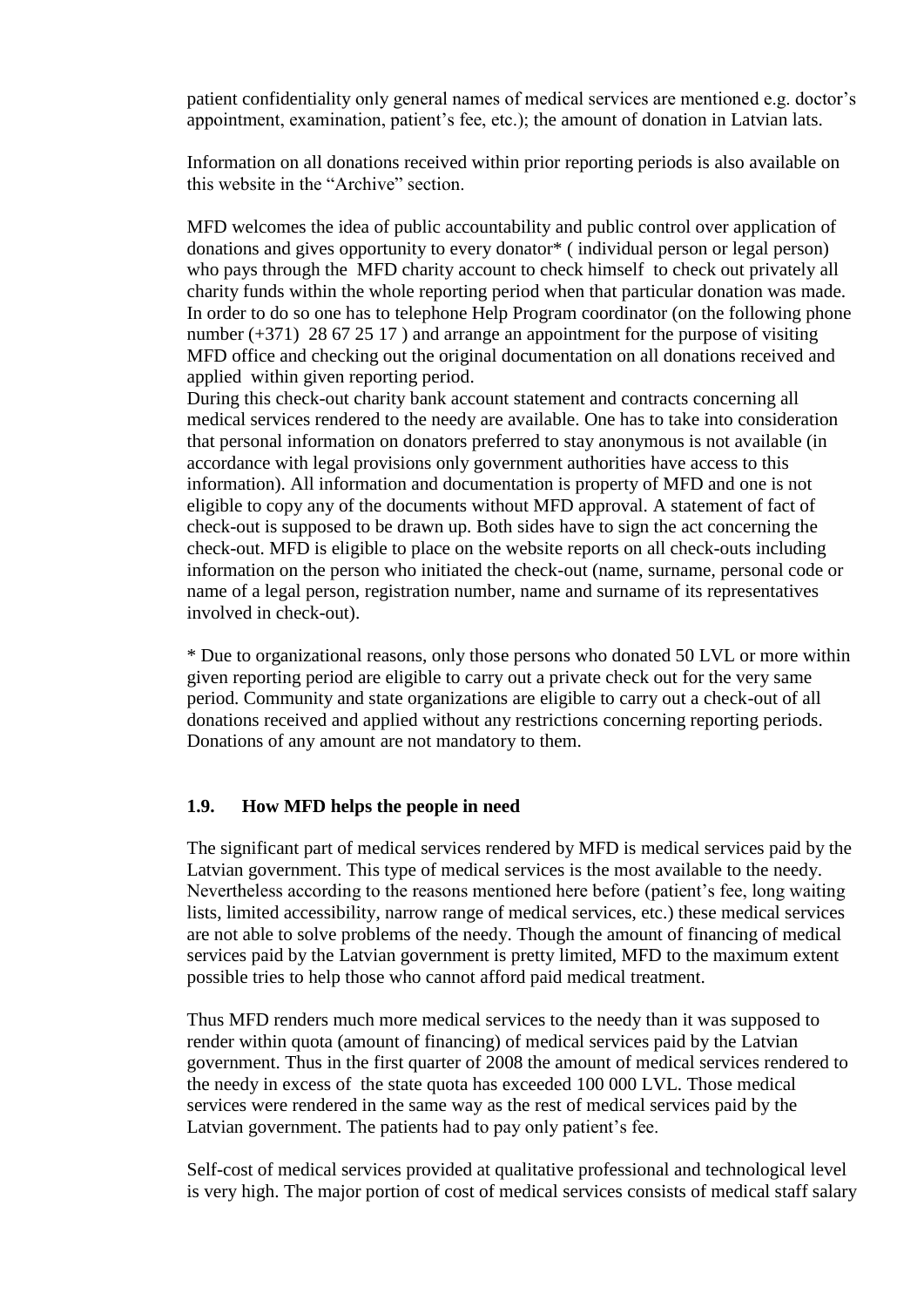patient confidentiality only general names of medical services are mentioned e.g. doctor's appointment, examination, patient's fee, etc.); the amount of donation in Latvian lats.

Information on all donations received within prior reporting periods is also available on this website in the "Archive" section.

MFD welcomes the idea of public accountability and public control over application of donations and gives opportunity to every donator* ( individual person or legal person) who pays through the MFD charity account to check himself to check out privately all charity funds within the whole reporting period when that particular donation was made. In order to do so one has to telephone Help Program coordinator (on the following phone number (+371) 28 67 25 17 ) and arrange an appointment for the purpose of visiting MFD office and checking out the original documentation on all donations received and applied within given reporting period.
During this check-out charity bank account statement and contracts concerning all medical services rendered to the needy are available. One has to take into consideration that personal information on donators preferred to stay anonymous is not available (in accordance with legal provisions only government authorities have access to this information). All information and documentation is property of MFD and one is not eligible to copy any of the documents without MFD approval. A statement of fact of check-out is supposed to be drawn up. Both sides have to sign the act concerning the check-out. MFD is eligible to place on the website reports on all check-outs including information on the person who initiated the check-out (name, surname, personal code or name of a legal person, registration number, name and surname of its representatives involved in check-out).

* Due to organizational reasons, only those persons who donated 50 LVL or more within given reporting period are eligible to carry out a private check out for the very same period. Community and state organizations are eligible to carry out a check-out of all donations received and applied without any restrictions concerning reporting periods. Donations of any amount are not mandatory to them.

### 1.9. How MFD helps the people in need

The significant part of medical services rendered by MFD is medical services paid by the Latvian government. This type of medical services is the most available to the needy. Nevertheless according to the reasons mentioned here before (patient's fee, long waiting lists, limited accessibility, narrow range of medical services, etc.) these medical services are not able to solve problems of the needy. Though the amount of financing of medical services paid by the Latvian government is pretty limited, MFD to the maximum extent possible tries to help those who cannot afford paid medical treatment.

Thus MFD renders much more medical services to the needy than it was supposed to render within quota (amount of financing) of medical services paid by the Latvian government. Thus in the first quarter of 2008 the amount of medical services rendered to the needy in excess of the state quota has exceeded 100 000 LVL. Those medical services were rendered in the same way as the rest of medical services paid by the Latvian government. The patients had to pay only patient's fee.

Self-cost of medical services provided at qualitative professional and technological level is very high. The major portion of cost of medical services consists of medical staff salary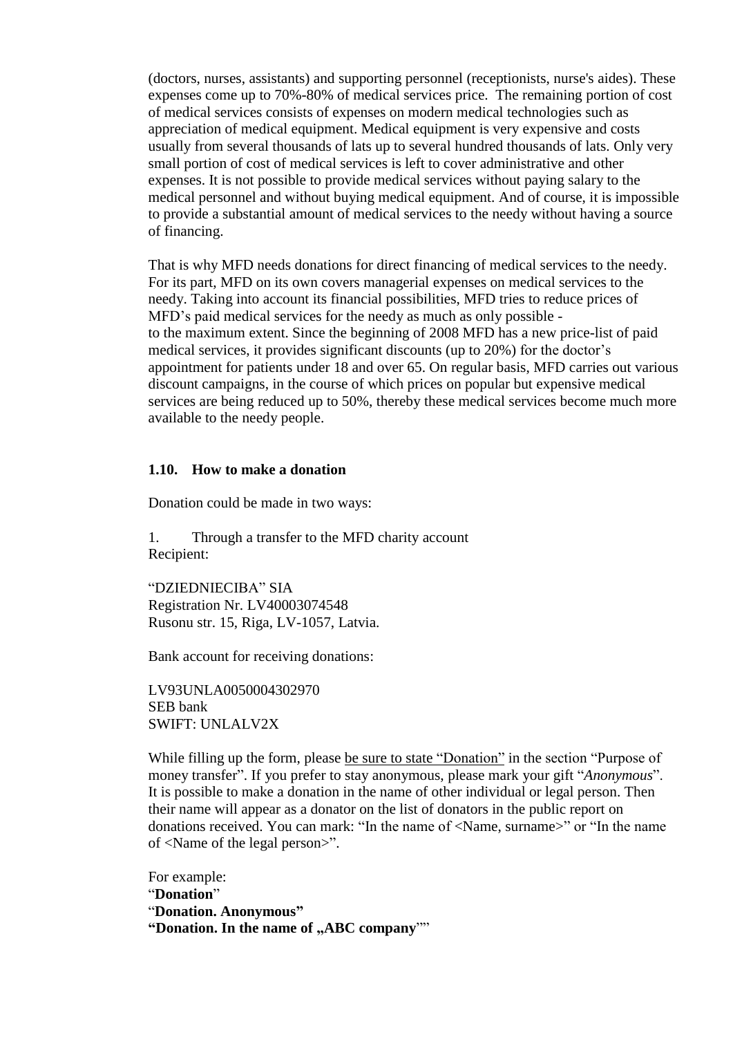(doctors, nurses, assistants) and supporting personnel (receptionists, nurse's aides). These expenses come up to 70%-80% of medical services price. The remaining portion of cost of medical services consists of expenses on modern medical technologies such as appreciation of medical equipment. Medical equipment is very expensive and costs usually from several thousands of lats up to several hundred thousands of lats. Only very small portion of cost of medical services is left to cover administrative and other expenses. It is not possible to provide medical services without paying salary to the medical personnel and without buying medical equipment. And of course, it is impossible to provide a substantial amount of medical services to the needy without having a source of financing.

That is why MFD needs donations for direct financing of medical services to the needy. For its part, MFD on its own covers managerial expenses on medical services to the needy. Taking into account its financial possibilities, MFD tries to reduce prices of MFD's paid medical services for the needy as much as only possible - to the maximum extent. Since the beginning of 2008 MFD has a new price-list of paid medical services, it provides significant discounts (up to 20%) for the doctor's appointment for patients under 18 and over 65. On regular basis, MFD carries out various discount campaigns, in the course of which prices on popular but expensive medical services are being reduced up to 50%, thereby these medical services become much more available to the needy people.

### 1.10. How to make a donation

Donation could be made in two ways:

1. Through a transfer to the MFD charity account

Recipient:

"DZIEDNIECIBA" SIA
Registration Nr. LV40003074548
Rusonu str. 15, Riga, LV-1057, Latvia.

Bank account for receiving donations:

LV93UNLA0050004302970
SEB bank
SWIFT: UNLALV2X

While filling up the form, please <u>be sure to state "Donation"</u> in the section "Purpose of money transfer". If you prefer to stay anonymous, please mark your gift "*Anonymous*". It is possible to make a donation in the name of other individual or legal person. Then their name will appear as a donator on the list of donators in the public report on donations received. You can mark: "In the name of <Name, surname>" or "In the name of <Name of the legal person>".

For example:
"**Donation**"
"**Donation. Anonymous"**
**"Donation. In the name of „ABC company""**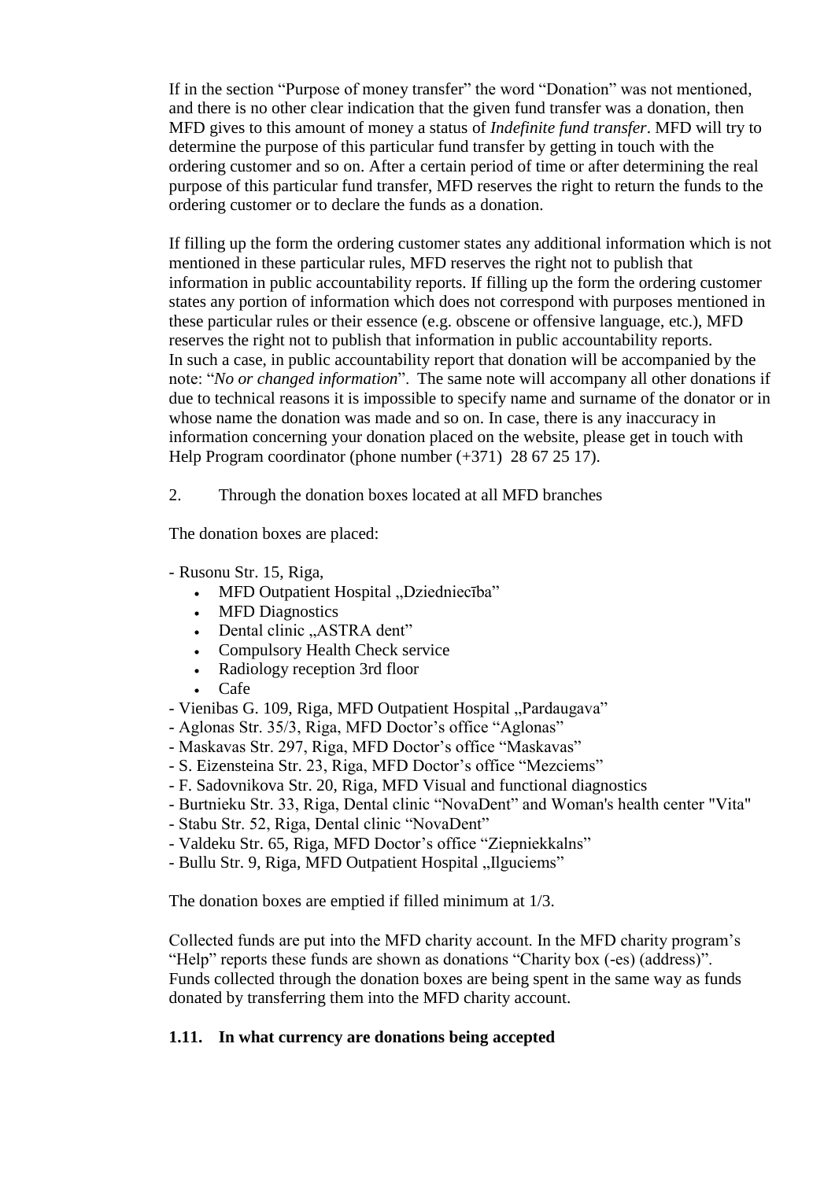If in the section "Purpose of money transfer" the word "Donation" was not mentioned, and there is no other clear indication that the given fund transfer was a donation, then MFD gives to this amount of money a status of *Indefinite fund transfer*. MFD will try to determine the purpose of this particular fund transfer by getting in touch with the ordering customer and so on. After a certain period of time or after determining the real purpose of this particular fund transfer, MFD reserves the right to return the funds to the ordering customer or to declare the funds as a donation.

If filling up the form the ordering customer states any additional information which is not mentioned in these particular rules, MFD reserves the right not to publish that information in public accountability reports. If filling up the form the ordering customer states any portion of information which does not correspond with purposes mentioned in these particular rules or their essence (e.g. obscene or offensive language, etc.), MFD reserves the right not to publish that information in public accountability reports.
In such a case, in public accountability report that donation will be accompanied by the note: "*No or changed information*". The same note will accompany all other donations if due to technical reasons it is impossible to specify name and surname of the donator or in whose name the donation was made and so on. In case, there is any inaccuracy in information concerning your donation placed on the website, please get in touch with Help Program coordinator (phone number (+371) 28 67 25 17).

2. Through the donation boxes located at all MFD branches

The donation boxes are placed:

- Rusonu Str. 15, Riga,
  - MFD Outpatient Hospital „Dziedniecība"
  - MFD Diagnostics
  - Dental clinic „ASTRA dent"
  - Compulsory Health Check service
  - Radiology reception 3rd floor
  - Cafe
- Vienibas G. 109, Riga, MFD Outpatient Hospital „Pardaugava"
- Aglonas Str. 35/3, Riga, MFD Doctor's office "Aglonas"
- Maskavas Str. 297, Riga, MFD Doctor's office "Maskavas"
- S. Eizensteina Str. 23, Riga, MFD Doctor's office "Mezciems"
- F. Sadovnikova Str. 20, Riga, MFD Visual and functional diagnostics
- Burtnieku Str. 33, Riga, Dental clinic "NovaDent" and Woman's health center "Vita"
- Stabu Str. 52, Riga, Dental clinic "NovaDent"
- Valdeku Str. 65, Riga, MFD Doctor's office "Ziepniekkalns"
- Bullu Str. 9, Riga, MFD Outpatient Hospital „Ilguciems"

The donation boxes are emptied if filled minimum at 1/3.

Collected funds are put into the MFD charity account. In the MFD charity program's "Help" reports these funds are shown as donations "Charity box (-es) (address)". Funds collected through the donation boxes are being spent in the same way as funds donated by transferring them into the MFD charity account.

### 1.11. In what currency are donations being accepted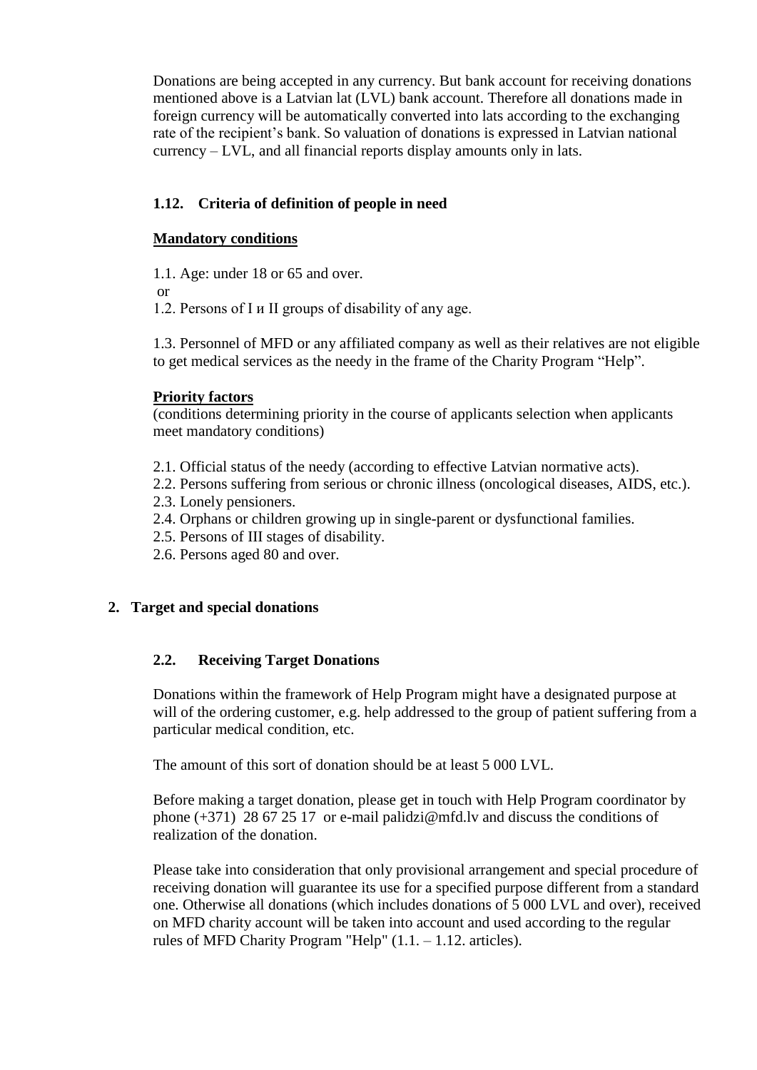Donations are being accepted in any currency. But bank account for receiving donations mentioned above is a Latvian lat (LVL) bank account. Therefore all donations made in foreign currency will be automatically converted into lats according to the exchanging rate of the recipient's bank. So valuation of donations is expressed in Latvian national currency – LVL, and all financial reports display amounts only in lats.

### 1.12. Criteria of definition of people in need

**Mandatory conditions**

1.1. Age: under 18 or 65 and over.

or

1.2. Persons of I и II groups of disability of any age.

1.3. Personnel of MFD or any affiliated company as well as their relatives are not eligible to get medical services as the needy in the frame of the Charity Program "Help".

**Priority factors**

(conditions determining priority in the course of applicants selection when applicants meet mandatory conditions)

2.1. Official status of the needy (according to effective Latvian normative acts).
2.2. Persons suffering from serious or chronic illness (oncological diseases, AIDS, etc.).
2.3. Lonely pensioners.
2.4. Orphans or children growing up in single-parent or dysfunctional families.
2.5. Persons of III stages of disability.
2.6. Persons aged 80 and over.

## 2. Target and special donations

### 2.2. Receiving Target Donations

Donations within the framework of Help Program might have a designated purpose at will of the ordering customer, e.g. help addressed to the group of patient suffering from a particular medical condition, etc.

The amount of this sort of donation should be at least 5 000 LVL.

Before making a target donation, please get in touch with Help Program coordinator by phone (+371) 28 67 25 17 or e-mail palidzi@mfd.lv and discuss the conditions of realization of the donation.

Please take into consideration that only provisional arrangement and special procedure of receiving donation will guarantee its use for a specified purpose different from a standard one. Otherwise all donations (which includes donations of 5 000 LVL and over), received on MFD charity account will be taken into account and used according to the regular rules of MFD Charity Program "Help" (1.1. – 1.12. articles).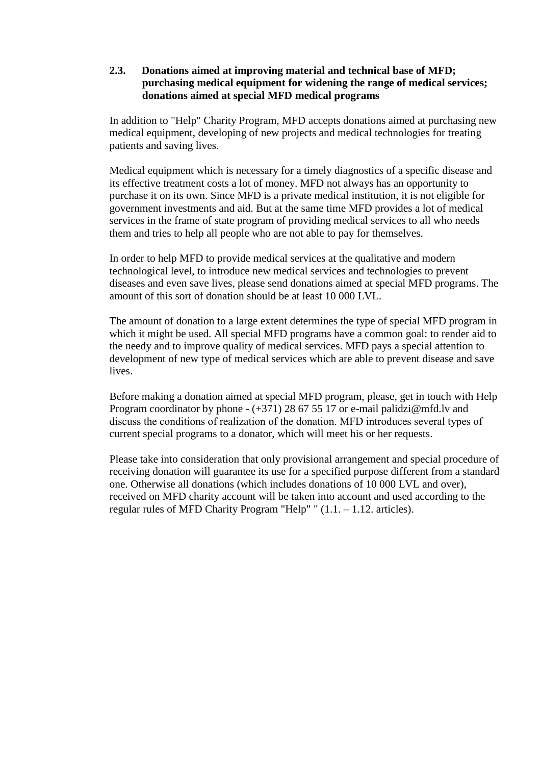### 2.3. Donations aimed at improving material and technical base of MFD; purchasing medical equipment for widening the range of medical services; donations aimed at special MFD medical programs

In addition to "Help" Charity Program, MFD accepts donations aimed at purchasing new medical equipment, developing of new projects and medical technologies for treating patients and saving lives.

Medical equipment which is necessary for a timely diagnostics of a specific disease and its effective treatment costs a lot of money. MFD not always has an opportunity to purchase it on its own. Since MFD is a private medical institution, it is not eligible for government investments and aid. But at the same time MFD provides a lot of medical services in the frame of state program of providing medical services to all who needs them and tries to help all people who are not able to pay for themselves.

In order to help MFD to provide medical services at the qualitative and modern technological level, to introduce new medical services and technologies to prevent diseases and even save lives, please send donations aimed at special MFD programs. The amount of this sort of donation should be at least 10 000 LVL.

The amount of donation to a large extent determines the type of special MFD program in which it might be used. All special MFD programs have a common goal: to render aid to the needy and to improve quality of medical services. MFD pays a special attention to development of new type of medical services which are able to prevent disease and save lives.

Before making a donation aimed at special MFD program, please, get in touch with Help Program coordinator by phone - (+371) 28 67 55 17 or e-mail palidzi@mfd.lv and discuss the conditions of realization of the donation. MFD introduces several types of current special programs to a donator, which will meet his or her requests.

Please take into consideration that only provisional arrangement and special procedure of receiving donation will guarantee its use for a specified purpose different from a standard one. Otherwise all donations (which includes donations of 10 000 LVL and over), received on MFD charity account will be taken into account and used according to the regular rules of MFD Charity Program "Help" " (1.1. – 1.12. articles).